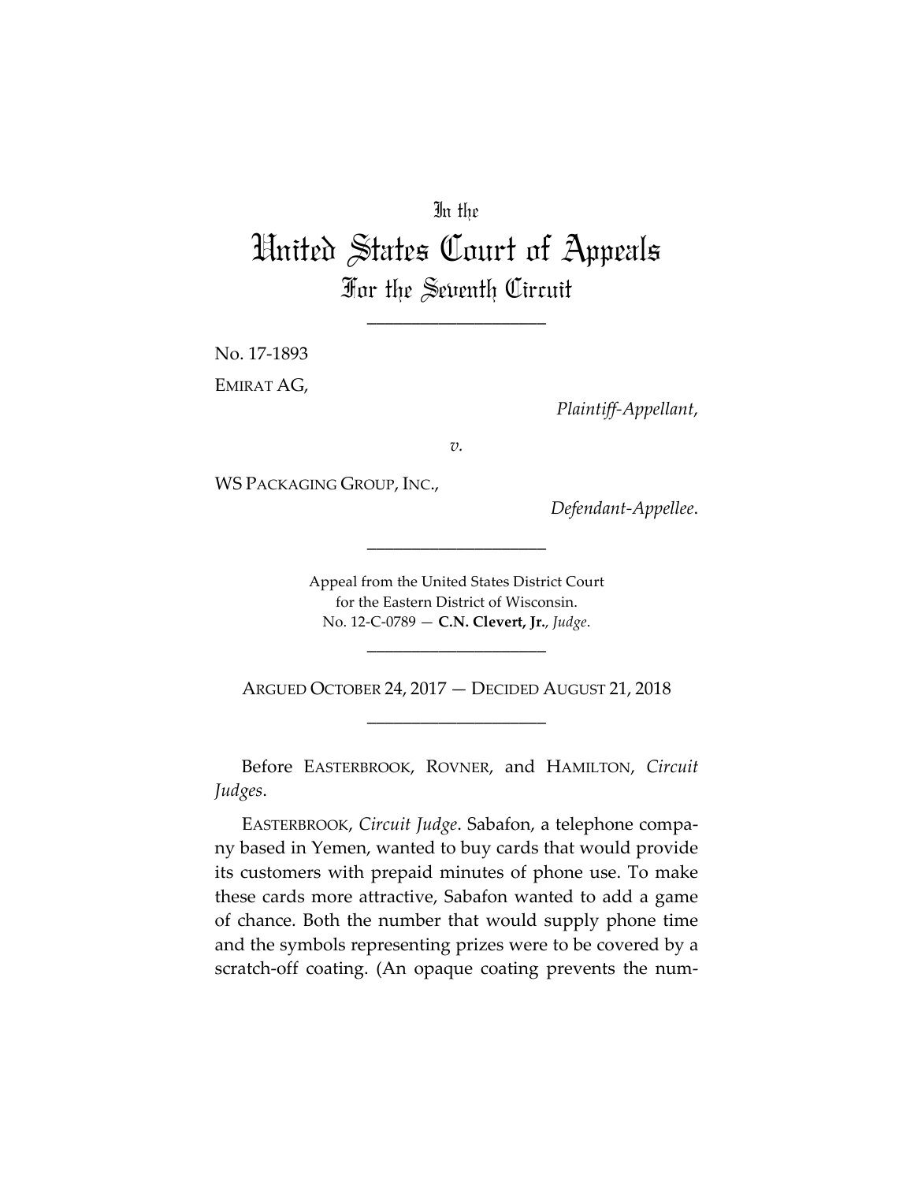In the

# United States Court of Appeals

## For the Seventh Circuit

---

No. 17-1893

EMIRAT AG,

*Plaintiff-Appellant*,

*v.*

WS PACKAGING GROUP, INC.,

*Defendant-Appellee*.

---

Appeal from the United States District Court
for the Eastern District of Wisconsin.
No. 12-C-0789 — **C.N. Clevert, Jr.**, *Judge*.

---

ARGUED OCTOBER 24, 2017 — DECIDED AUGUST 21, 2018

---

Before EASTERBROOK, ROVNER, and HAMILTON, *Circuit Judges*.

EASTERBROOK, *Circuit Judge*. Sabafon, a telephone company based in Yemen, wanted to buy cards that would provide its customers with prepaid minutes of phone use. To make these cards more attractive, Sabafon wanted to add a game of chance. Both the number that would supply phone time and the symbols representing prizes were to be covered by a scratch-off coating. (An opaque coating prevents the num-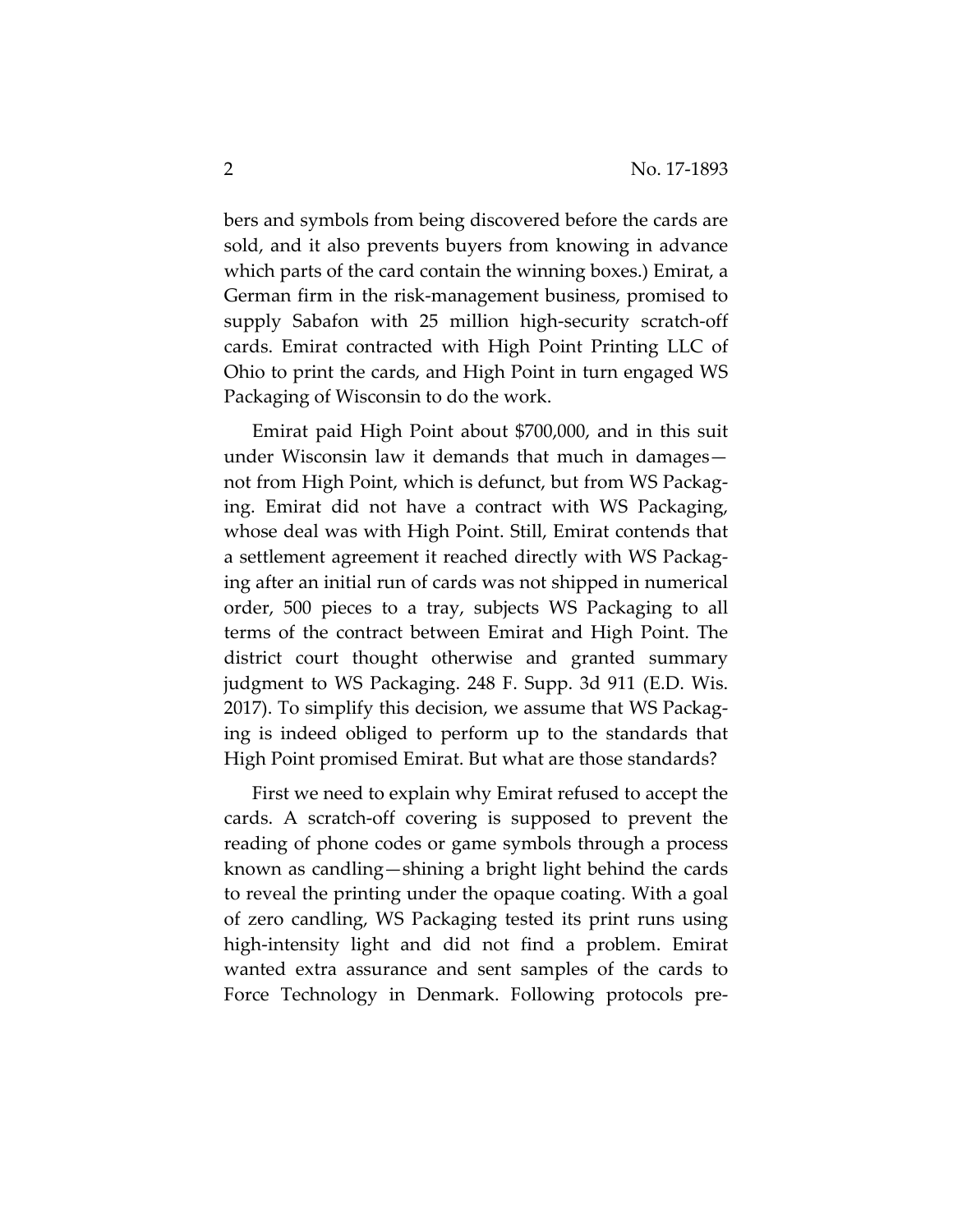bers and symbols from being discovered before the cards are sold, and it also prevents buyers from knowing in advance which parts of the card contain the winning boxes.) Emirat, a German firm in the risk-management business, promised to supply Sabafon with 25 million high-security scratch-off cards. Emirat contracted with High Point Printing LLC of Ohio to print the cards, and High Point in turn engaged WS Packaging of Wisconsin to do the work.

Emirat paid High Point about $700,000, and in this suit under Wisconsin law it demands that much in damages—not from High Point, which is defunct, but from WS Packaging. Emirat did not have a contract with WS Packaging, whose deal was with High Point. Still, Emirat contends that a settlement agreement it reached directly with WS Packaging after an initial run of cards was not shipped in numerical order, 500 pieces to a tray, subjects WS Packaging to all terms of the contract between Emirat and High Point. The district court thought otherwise and granted summary judgment to WS Packaging. 248 F. Supp. 3d 911 (E.D. Wis. 2017). To simplify this decision, we assume that WS Packaging is indeed obliged to perform up to the standards that High Point promised Emirat. But what are those standards?

First we need to explain why Emirat refused to accept the cards. A scratch-off covering is supposed to prevent the reading of phone codes or game symbols through a process known as candling—shining a bright light behind the cards to reveal the printing under the opaque coating. With a goal of zero candling, WS Packaging tested its print runs using high-intensity light and did not find a problem. Emirat wanted extra assurance and sent samples of the cards to Force Technology in Denmark. Following protocols pre-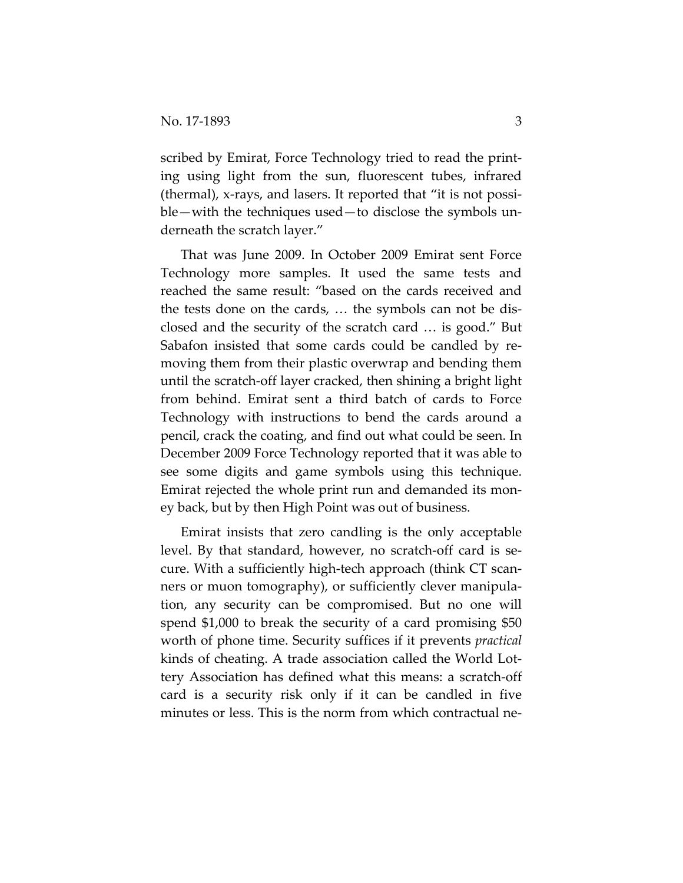scribed by Emirat, Force Technology tried to read the printing using light from the sun, fluorescent tubes, infrared (thermal), x-rays, and lasers. It reported that "it is not possible—with the techniques used—to disclose the symbols underneath the scratch layer."

That was June 2009. In October 2009 Emirat sent Force Technology more samples. It used the same tests and reached the same result: "based on the cards received and the tests done on the cards, … the symbols can not be disclosed and the security of the scratch card … is good." But Sabafon insisted that some cards could be candled by removing them from their plastic overwrap and bending them until the scratch-off layer cracked, then shining a bright light from behind. Emirat sent a third batch of cards to Force Technology with instructions to bend the cards around a pencil, crack the coating, and find out what could be seen. In December 2009 Force Technology reported that it was able to see some digits and game symbols using this technique. Emirat rejected the whole print run and demanded its money back, but by then High Point was out of business.

Emirat insists that zero candling is the only acceptable level. By that standard, however, no scratch-off card is secure. With a sufficiently high-tech approach (think CT scanners or muon tomography), or sufficiently clever manipulation, any security can be compromised. But no one will spend $1,000 to break the security of a card promising $50 worth of phone time. Security suffices if it prevents *practical* kinds of cheating. A trade association called the World Lottery Association has defined what this means: a scratch-off card is a security risk only if it can be candled in five minutes or less. This is the norm from which contractual ne-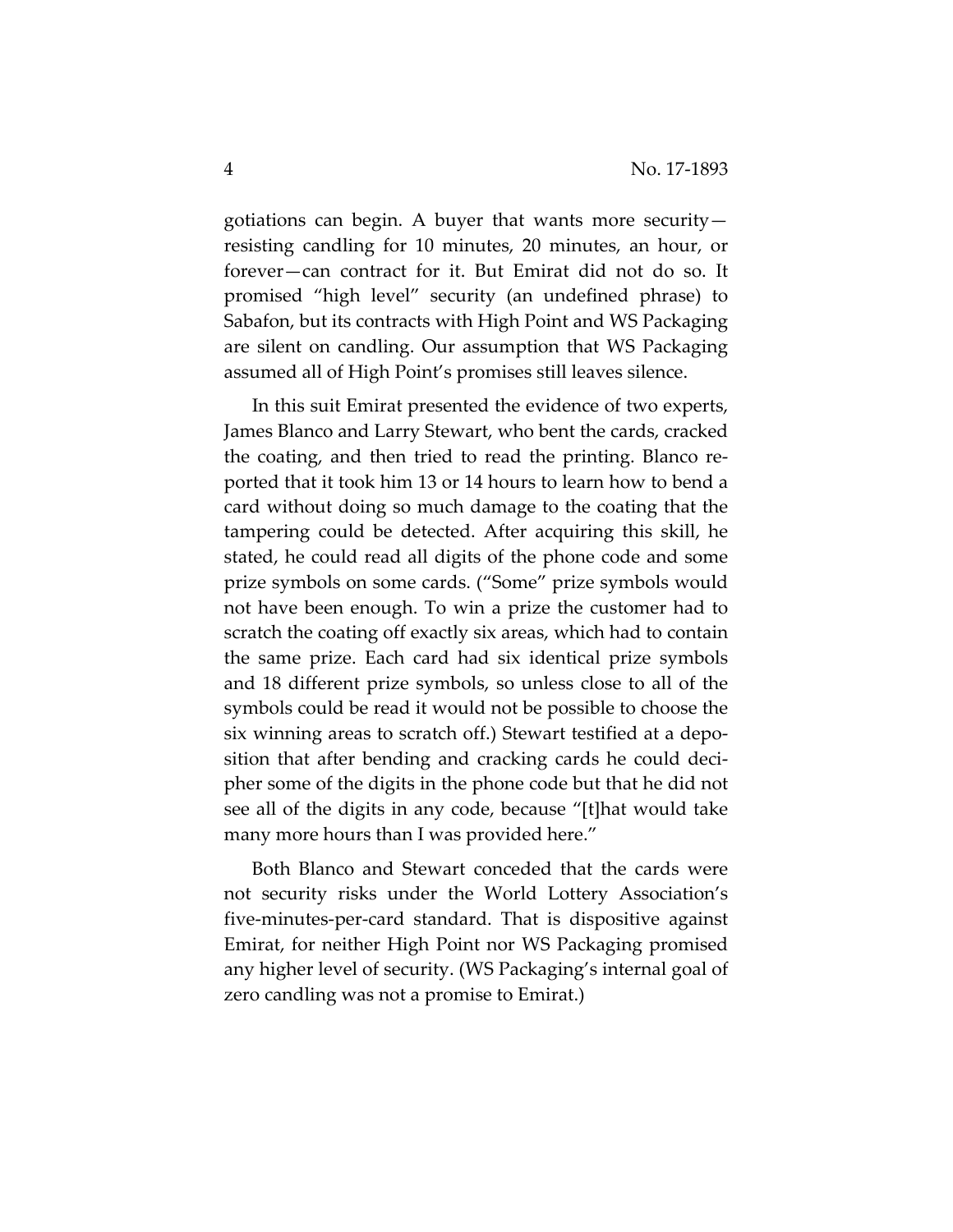gotiations can begin. A buyer that wants more security—resisting candling for 10 minutes, 20 minutes, an hour, or forever—can contract for it. But Emirat did not do so. It promised "high level" security (an undefined phrase) to Sabafon, but its contracts with High Point and WS Packaging are silent on candling. Our assumption that WS Packaging assumed all of High Point's promises still leaves silence.

In this suit Emirat presented the evidence of two experts, James Blanco and Larry Stewart, who bent the cards, cracked the coating, and then tried to read the printing. Blanco reported that it took him 13 or 14 hours to learn how to bend a card without doing so much damage to the coating that the tampering could be detected. After acquiring this skill, he stated, he could read all digits of the phone code and some prize symbols on some cards. ("Some" prize symbols would not have been enough. To win a prize the customer had to scratch the coating off exactly six areas, which had to contain the same prize. Each card had six identical prize symbols and 18 different prize symbols, so unless close to all of the symbols could be read it would not be possible to choose the six winning areas to scratch off.) Stewart testified at a deposition that after bending and cracking cards he could decipher some of the digits in the phone code but that he did not see all of the digits in any code, because "[t]hat would take many more hours than I was provided here."

Both Blanco and Stewart conceded that the cards were not security risks under the World Lottery Association's five-minutes-per-card standard. That is dispositive against Emirat, for neither High Point nor WS Packaging promised any higher level of security. (WS Packaging's internal goal of zero candling was not a promise to Emirat.)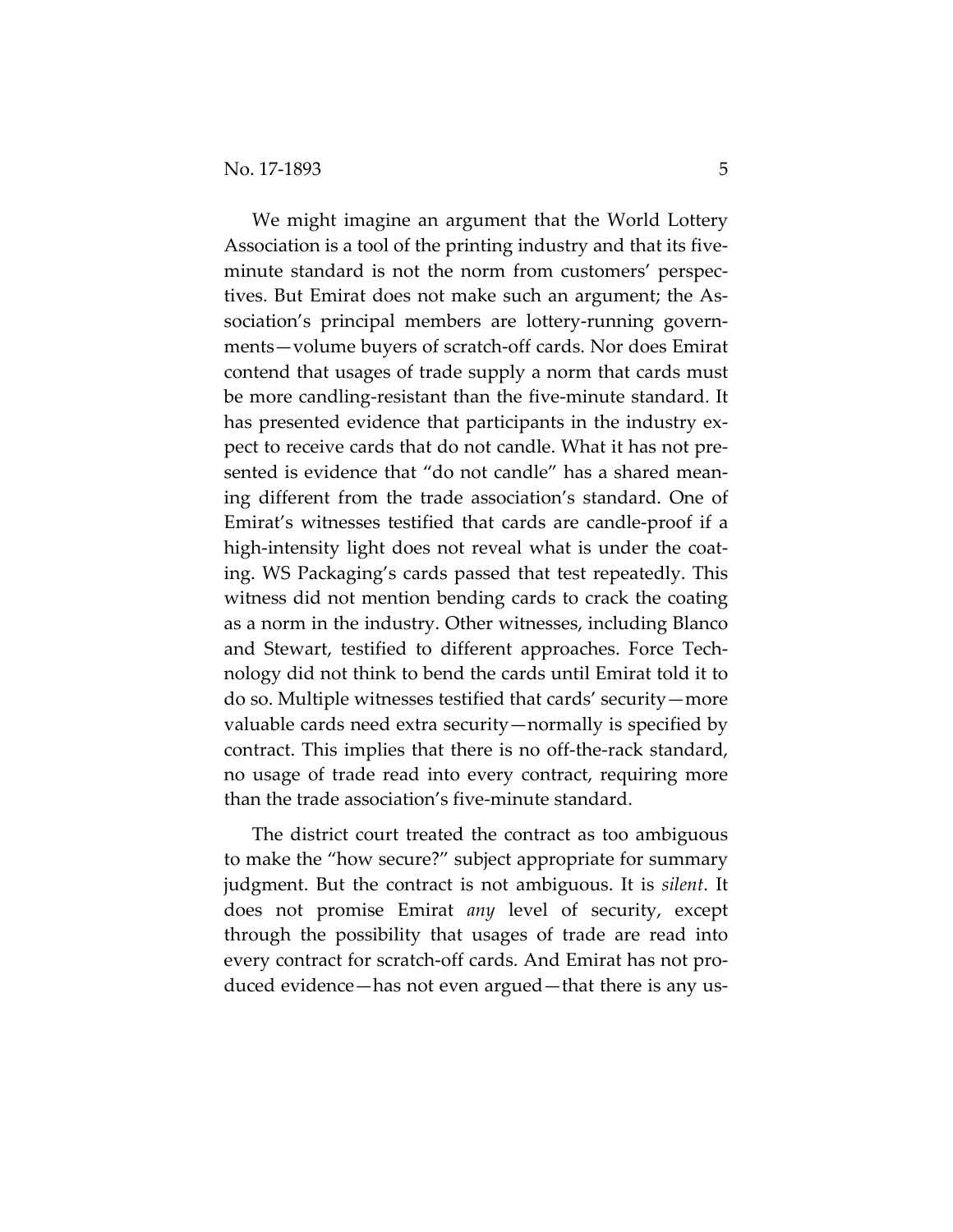We might imagine an argument that the World Lottery Association is a tool of the printing industry and that its five-minute standard is not the norm from customers' perspectives. But Emirat does not make such an argument; the Association's principal members are lottery-running governments—volume buyers of scratch-off cards. Nor does Emirat contend that usages of trade supply a norm that cards must be more candling-resistant than the five-minute standard. It has presented evidence that participants in the industry expect to receive cards that do not candle. What it has not presented is evidence that "do not candle" has a shared meaning different from the trade association's standard. One of Emirat's witnesses testified that cards are candle-proof if a high-intensity light does not reveal what is under the coating. WS Packaging's cards passed that test repeatedly. This witness did not mention bending cards to crack the coating as a norm in the industry. Other witnesses, including Blanco and Stewart, testified to different approaches. Force Technology did not think to bend the cards until Emirat told it to do so. Multiple witnesses testified that cards' security—more valuable cards need extra security—normally is specified by contract. This implies that there is no off-the-rack standard, no usage of trade read into every contract, requiring more than the trade association's five-minute standard.

The district court treated the contract as too ambiguous to make the "how secure?" subject appropriate for summary judgment. But the contract is not ambiguous. It is *silent*. It does not promise Emirat *any* level of security, except through the possibility that usages of trade are read into every contract for scratch-off cards. And Emirat has not produced evidence—has not even argued—that there is any us-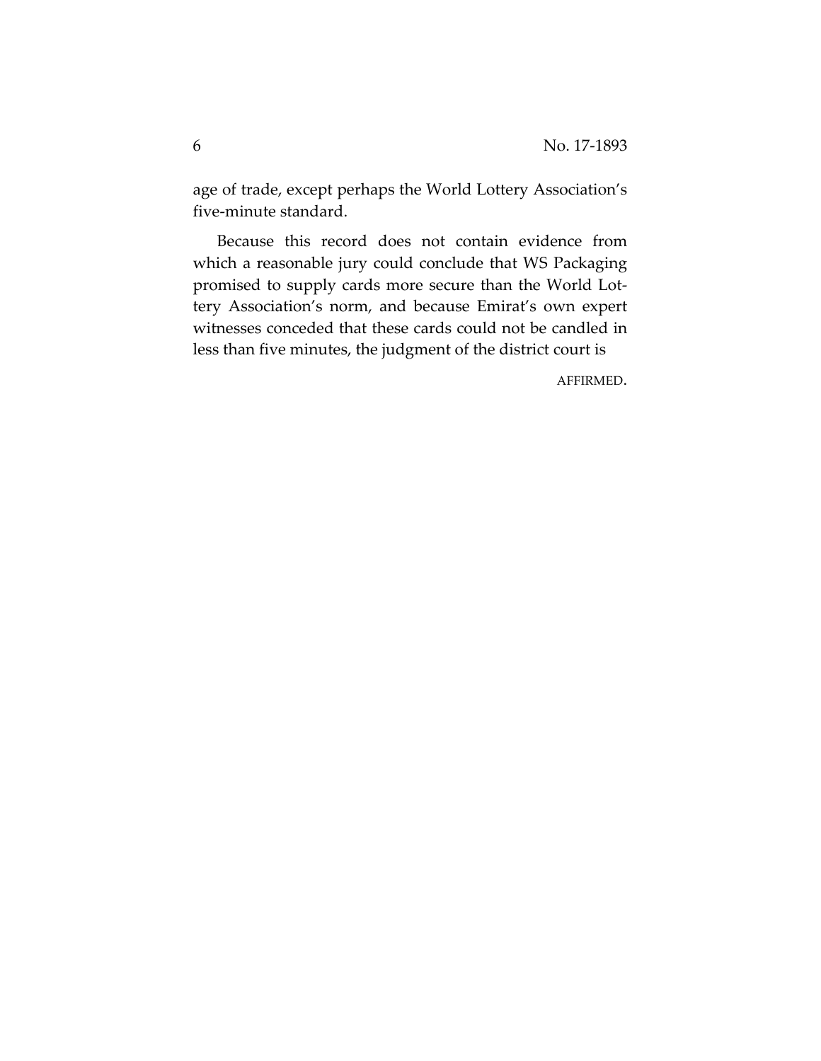age of trade, except perhaps the World Lottery Association's five-minute standard.

Because this record does not contain evidence from which a reasonable jury could conclude that WS Packaging promised to supply cards more secure than the World Lottery Association's norm, and because Emirat's own expert witnesses conceded that these cards could not be candled in less than five minutes, the judgment of the district court is

AFFIRMED.